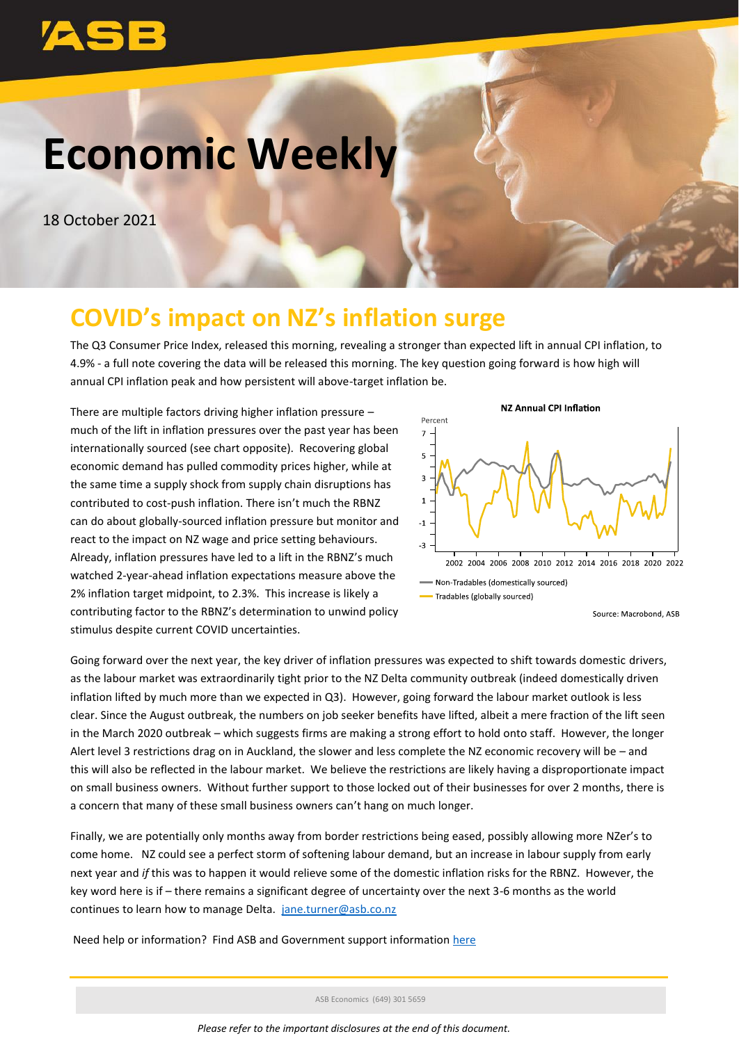# Economic Weekly

18 October 2021

## COVID's impact on NZ's inflation surge

The Q3 Consumer Price Index, released this morning, revealing a stronger than expected lift in annual CPI inflation, to 4.9% - a full note covering the data will be released this morning. The key question going forward is how high will annual CPI inflation peak and how persistent will above-target inflation be.

There are multiple factors driving higher inflation pressure – much of the lift in inflation pressures over the past year has been internationally sourced (see chart opposite). Recovering global economic demand has pulled commodity prices higher, while at the same time a supply shock from supply chain disruptions has contributed to cost-push inflation. There isn't much the RBNZ can do about globally-sourced inflation pressure but monitor and react to the impact on NZ wage and price setting behaviours. Already, inflation pressures have led to a lift in the RBNZ's much watched 2-year-ahead inflation expectations measure above the 2% inflation target midpoint, to 2.3%. This increase is likely a contributing factor to the RBNZ's determination to unwind policy stimulus despite current COVID uncertainties.

**NZ Annual CPI Inflation**

Percent

- Non-Tradables (domestically sourced)
- Tradables (globally sourced)

Source: Macrobond, ASB

Going forward over the next year, the key driver of inflation pressures was expected to shift towards domestic drivers, as the labour market was extraordinarily tight prior to the NZ Delta community outbreak (indeed domestically driven inflation lifted by much more than we expected in Q3). However, going forward the labour market outlook is less clear. Since the August outbreak, the numbers on job seeker benefits have lifted, albeit a mere fraction of the lift seen in the March 2020 outbreak – which suggests firms are making a strong effort to hold onto staff. However, the longer Alert level 3 restrictions drag on in Auckland, the slower and less complete the NZ economic recovery will be – and this will also be reflected in the labour market. We believe the restrictions are likely having a disproportionate impact on small business owners. Without further support to those locked out of their businesses for over 2 months, there is a concern that many of these small business owners can't hang on much longer.

Finally, we are potentially only months away from border restrictions being eased, possibly allowing more NZer's to come home. NZ could see a perfect storm of softening labour demand, but an increase in labour supply from early next year and *if* this was to happen it would relieve some of the domestic inflation risks for the RBNZ. However, the key word here is if – there remains a significant degree of uncertainty over the next 3-6 months as the world continues to learn how to manage Delta. jane.turner@asb.co.nz

Need help or information? Find ASB and Government support information here

ASB Economics (649) 301 5659

*Please refer to the important disclosures at the end of this document.*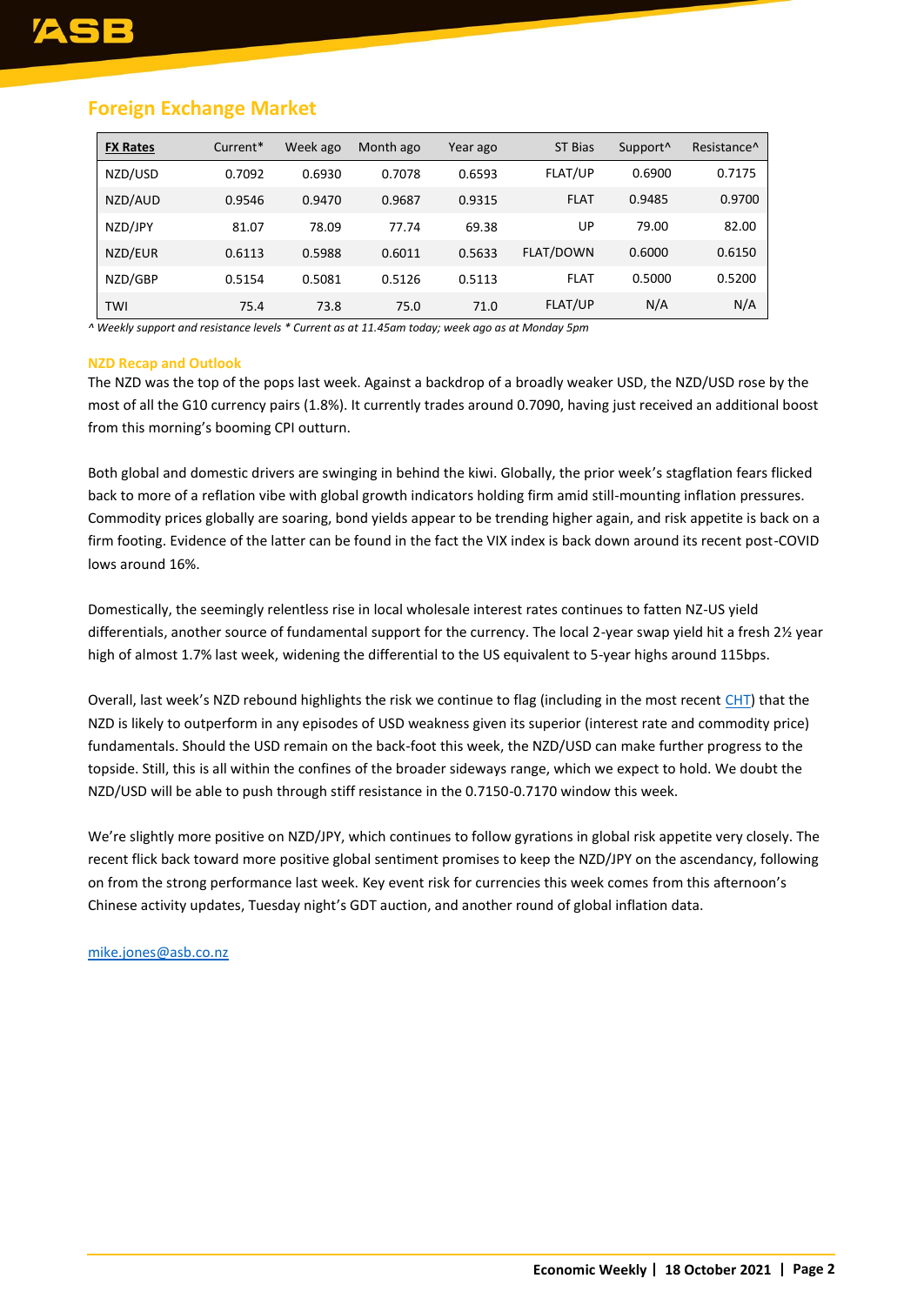## Foreign Exchange Market

| FX Rates | Current* | Week ago | Month ago | Year ago | ST Bias | Support^ | Resistance^ |
|---|---|---|---|---|---|---|---|
| NZD/USD | 0.7092 | 0.6930 | 0.7078 | 0.6593 | FLAT/UP | 0.6900 | 0.7175 |
| NZD/AUD | 0.9546 | 0.9470 | 0.9687 | 0.9315 | FLAT | 0.9485 | 0.9700 |
| NZD/JPY | 81.07 | 78.09 | 77.74 | 69.38 | UP | 79.00 | 82.00 |
| NZD/EUR | 0.6113 | 0.5988 | 0.6011 | 0.5633 | FLAT/DOWN | 0.6000 | 0.6150 |
| NZD/GBP | 0.5154 | 0.5081 | 0.5126 | 0.5113 | FLAT | 0.5000 | 0.5200 |
| TWI | 75.4 | 73.8 | 75.0 | 71.0 | FLAT/UP | N/A | N/A |

*^ Weekly support and resistance levels * Current as at 11.45am today; week ago as at Monday 5pm*

### NZD Recap and Outlook

The NZD was the top of the pops last week. Against a backdrop of a broadly weaker USD, the NZD/USD rose by the most of all the G10 currency pairs (1.8%). It currently trades around 0.7090, having just received an additional boost from this morning's booming CPI outturn.

Both global and domestic drivers are swinging in behind the kiwi. Globally, the prior week's stagflation fears flicked back to more of a reflation vibe with global growth indicators holding firm amid still-mounting inflation pressures. Commodity prices globally are soaring, bond yields appear to be trending higher again, and risk appetite is back on a firm footing. Evidence of the latter can be found in the fact the VIX index is back down around its recent post-COVID lows around 16%.

Domestically, the seemingly relentless rise in local wholesale interest rates continues to fatten NZ-US yield differentials, another source of fundamental support for the currency. The local 2-year swap yield hit a fresh 2½ year high of almost 1.7% last week, widening the differential to the US equivalent to 5-year highs around 115bps.

Overall, last week's NZD rebound highlights the risk we continue to flag (including in the most recent CHT) that the NZD is likely to outperform in any episodes of USD weakness given its superior (interest rate and commodity price) fundamentals. Should the USD remain on the back-foot this week, the NZD/USD can make further progress to the topside. Still, this is all within the confines of the broader sideways range, which we expect to hold. We doubt the NZD/USD will be able to push through stiff resistance in the 0.7150-0.7170 window this week.

We're slightly more positive on NZD/JPY, which continues to follow gyrations in global risk appetite very closely. The recent flick back toward more positive global sentiment promises to keep the NZD/JPY on the ascendancy, following on from the strong performance last week. Key event risk for currencies this week comes from this afternoon's Chinese activity updates, Tuesday night's GDT auction, and another round of global inflation data.

mike.jones@asb.co.nz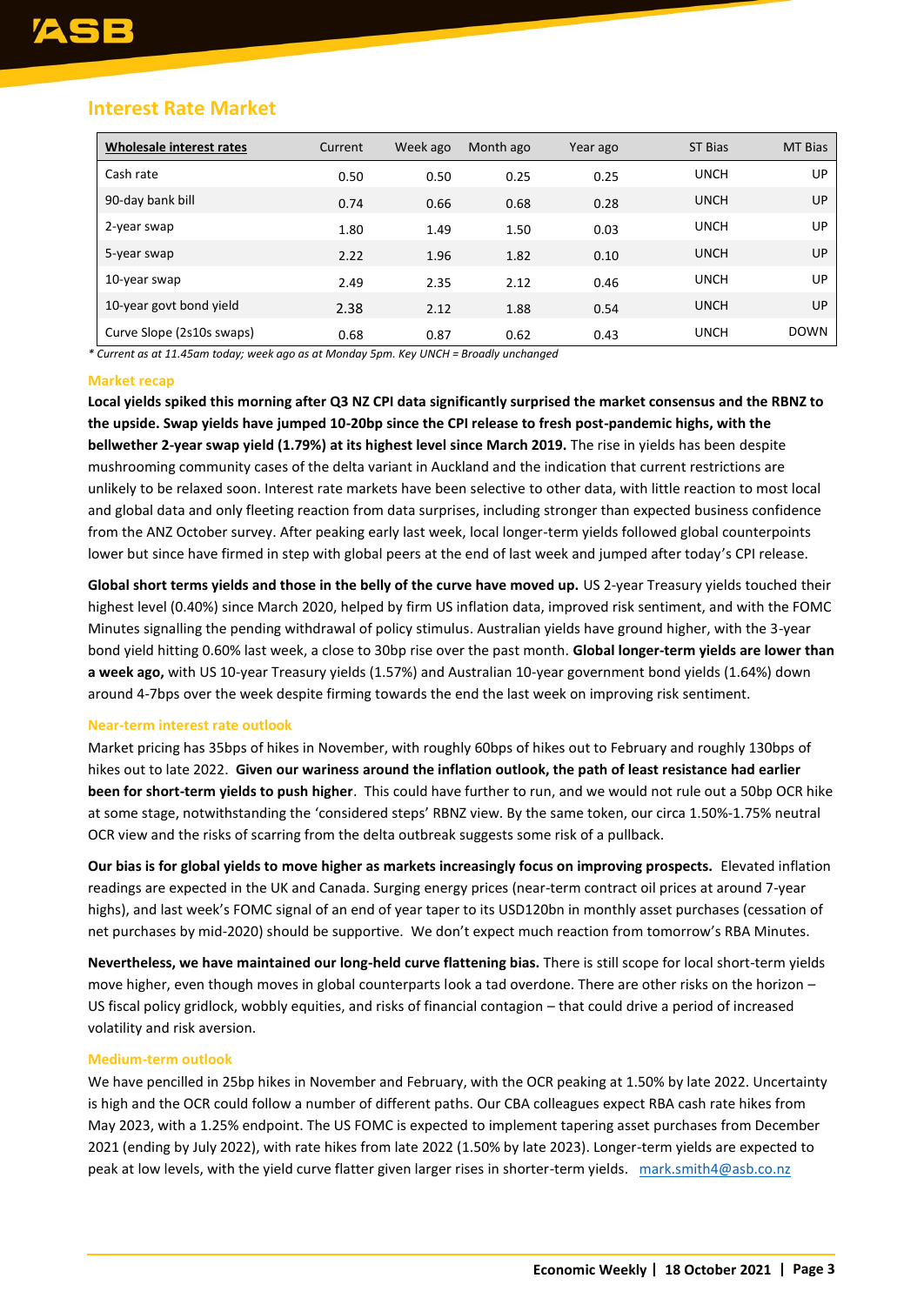## Interest Rate Market

| Wholesale interest rates | Current | Week ago | Month ago | Year ago | ST Bias | MT Bias |
|---|---|---|---|---|---|---|
| Cash rate | 0.50 | 0.50 | 0.25 | 0.25 | UNCH | UP |
| 90-day bank bill | 0.74 | 0.66 | 0.68 | 0.28 | UNCH | UP |
| 2-year swap | 1.80 | 1.49 | 1.50 | 0.03 | UNCH | UP |
| 5-year swap | 2.22 | 1.96 | 1.82 | 0.10 | UNCH | UP |
| 10-year swap | 2.49 | 2.35 | 2.12 | 0.46 | UNCH | UP |
| 10-year govt bond yield | 2.38 | 2.12 | 1.88 | 0.54 | UNCH | UP |
| Curve Slope (2s10s swaps) | 0.68 | 0.87 | 0.62 | 0.43 | UNCH | DOWN |

*\* Current as at 11.45am today; week ago as at Monday 5pm. Key UNCH = Broadly unchanged*

### Market recap

**Local yields spiked this morning after Q3 NZ CPI data significantly surprised the market consensus and the RBNZ to the upside. Swap yields have jumped 10-20bp since the CPI release to fresh post-pandemic highs, with the bellwether 2-year swap yield (1.79%) at its highest level since March 2019.** The rise in yields has been despite mushrooming community cases of the delta variant in Auckland and the indication that current restrictions are unlikely to be relaxed soon. Interest rate markets have been selective to other data, with little reaction to most local and global data and only fleeting reaction from data surprises, including stronger than expected business confidence from the ANZ October survey. After peaking early last week, local longer-term yields followed global counterpoints lower but since have firmed in step with global peers at the end of last week and jumped after today's CPI release.

**Global short terms yields and those in the belly of the curve have moved up.** US 2-year Treasury yields touched their highest level (0.40%) since March 2020, helped by firm US inflation data, improved risk sentiment, and with the FOMC Minutes signalling the pending withdrawal of policy stimulus. Australian yields have ground higher, with the 3-year bond yield hitting 0.60% last week, a close to 30bp rise over the past month. **Global longer-term yields are lower than a week ago,** with US 10-year Treasury yields (1.57%) and Australian 10-year government bond yields (1.64%) down around 4-7bps over the week despite firming towards the end the last week on improving risk sentiment.

### Near-term interest rate outlook

Market pricing has 35bps of hikes in November, with roughly 60bps of hikes out to February and roughly 130bps of hikes out to late 2022. **Given our wariness around the inflation outlook, the path of least resistance had earlier been for short-term yields to push higher**. This could have further to run, and we would not rule out a 50bp OCR hike at some stage, notwithstanding the 'considered steps' RBNZ view. By the same token, our circa 1.50%-1.75% neutral OCR view and the risks of scarring from the delta outbreak suggests some risk of a pullback.

**Our bias is for global yields to move higher as markets increasingly focus on improving prospects.** Elevated inflation readings are expected in the UK and Canada. Surging energy prices (near-term contract oil prices at around 7-year highs), and last week's FOMC signal of an end of year taper to its USD120bn in monthly asset purchases (cessation of net purchases by mid-2020) should be supportive. We don't expect much reaction from tomorrow's RBA Minutes.

**Nevertheless, we have maintained our long-held curve flattening bias.** There is still scope for local short-term yields move higher, even though moves in global counterparts look a tad overdone. There are other risks on the horizon – US fiscal policy gridlock, wobbly equities, and risks of financial contagion – that could drive a period of increased volatility and risk aversion.

### Medium-term outlook

We have pencilled in 25bp hikes in November and February, with the OCR peaking at 1.50% by late 2022. Uncertainty is high and the OCR could follow a number of different paths. Our CBA colleagues expect RBA cash rate hikes from May 2023, with a 1.25% endpoint. The US FOMC is expected to implement tapering asset purchases from December 2021 (ending by July 2022), with rate hikes from late 2022 (1.50% by late 2023). Longer-term yields are expected to peak at low levels, with the yield curve flatter given larger rises in shorter-term yields. mark.smith4@asb.co.nz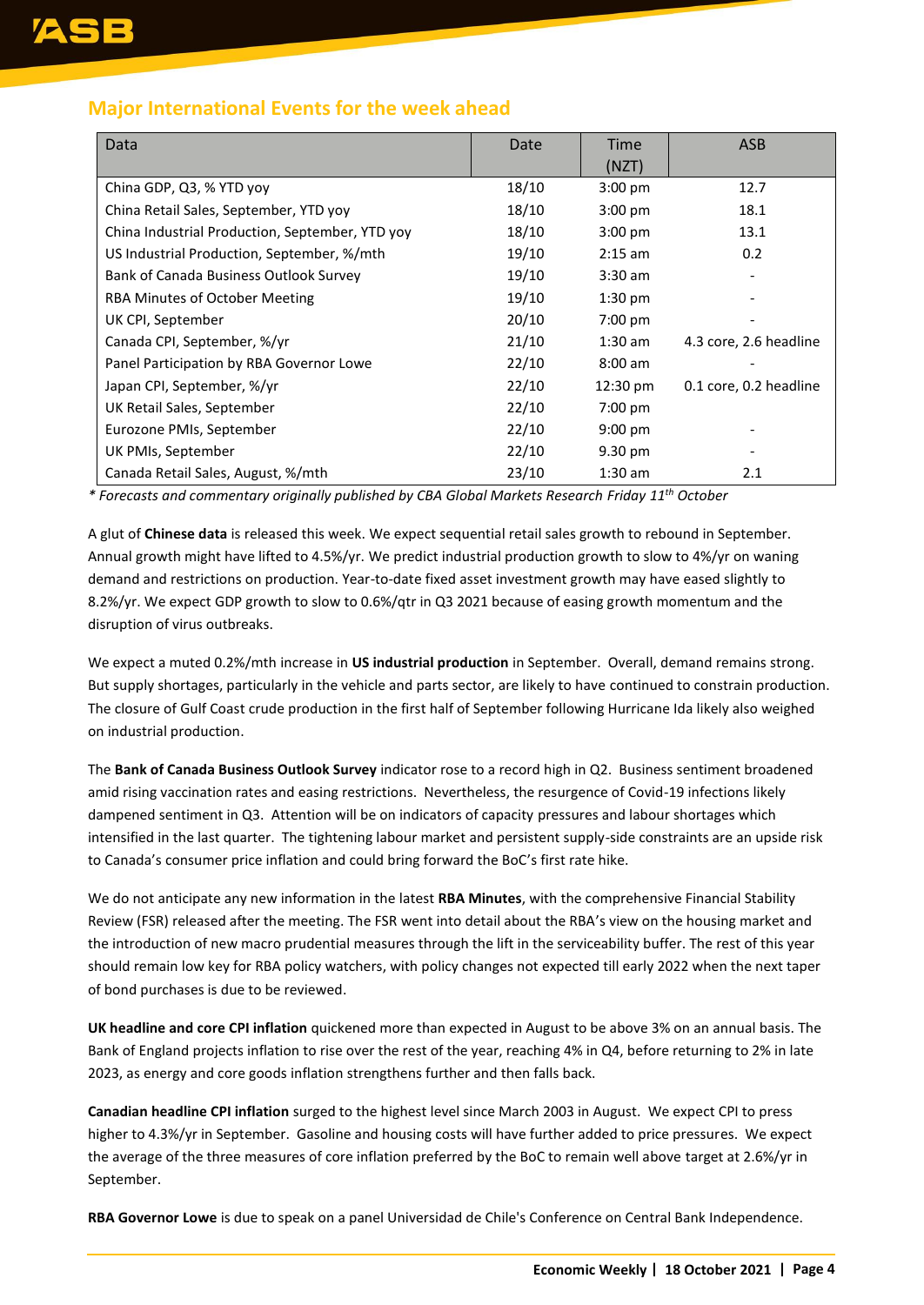## Major International Events for the week ahead

| Data | Date | Time (NZT) | ASB |
|---|---|---|---|
| China GDP, Q3, % YTD yoy | 18/10 | 3:00 pm | 12.7 |
| China Retail Sales, September, YTD yoy | 18/10 | 3:00 pm | 18.1 |
| China Industrial Production, September, YTD yoy | 18/10 | 3:00 pm | 13.1 |
| US Industrial Production, September, %/mth | 19/10 | 2:15 am | 0.2 |
| Bank of Canada Business Outlook Survey | 19/10 | 3:30 am | - |
| RBA Minutes of October Meeting | 19/10 | 1:30 pm | - |
| UK CPI, September | 20/10 | 7:00 pm | - |
| Canada CPI, September, %/yr | 21/10 | 1:30 am | 4.3 core, 2.6 headline |
| Panel Participation by RBA Governor Lowe | 22/10 | 8:00 am | - |
| Japan CPI, September, %/yr | 22/10 | 12:30 pm | 0.1 core, 0.2 headline |
| UK Retail Sales, September | 22/10 | 7:00 pm | |
| Eurozone PMIs, September | 22/10 | 9:00 pm | - |
| UK PMIs, September | 22/10 | 9.30 pm | - |
| Canada Retail Sales, August, %/mth | 23/10 | 1:30 am | 2.1 |

*\* Forecasts and commentary originally published by CBA Global Markets Research Friday 11th October*

A glut of **Chinese data** is released this week. We expect sequential retail sales growth to rebound in September. Annual growth might have lifted to 4.5%/yr. We predict industrial production growth to slow to 4%/yr on waning demand and restrictions on production. Year-to-date fixed asset investment growth may have eased slightly to 8.2%/yr. We expect GDP growth to slow to 0.6%/qtr in Q3 2021 because of easing growth momentum and the disruption of virus outbreaks.

We expect a muted 0.2%/mth increase in **US industrial production** in September. Overall, demand remains strong. But supply shortages, particularly in the vehicle and parts sector, are likely to have continued to constrain production. The closure of Gulf Coast crude production in the first half of September following Hurricane Ida likely also weighed on industrial production.

The **Bank of Canada Business Outlook Survey** indicator rose to a record high in Q2. Business sentiment broadened amid rising vaccination rates and easing restrictions. Nevertheless, the resurgence of Covid-19 infections likely dampened sentiment in Q3. Attention will be on indicators of capacity pressures and labour shortages which intensified in the last quarter. The tightening labour market and persistent supply-side constraints are an upside risk to Canada's consumer price inflation and could bring forward the BoC's first rate hike.

We do not anticipate any new information in the latest **RBA Minutes**, with the comprehensive Financial Stability Review (FSR) released after the meeting. The FSR went into detail about the RBA's view on the housing market and the introduction of new macro prudential measures through the lift in the serviceability buffer. The rest of this year should remain low key for RBA policy watchers, with policy changes not expected till early 2022 when the next taper of bond purchases is due to be reviewed.

**UK headline and core CPI inflation** quickened more than expected in August to be above 3% on an annual basis. The Bank of England projects inflation to rise over the rest of the year, reaching 4% in Q4, before returning to 2% in late 2023, as energy and core goods inflation strengthens further and then falls back.

**Canadian headline CPI inflation** surged to the highest level since March 2003 in August. We expect CPI to press higher to 4.3%/yr in September. Gasoline and housing costs will have further added to price pressures. We expect the average of the three measures of core inflation preferred by the BoC to remain well above target at 2.6%/yr in September.

**RBA Governor Lowe** is due to speak on a panel Universidad de Chile's Conference on Central Bank Independence.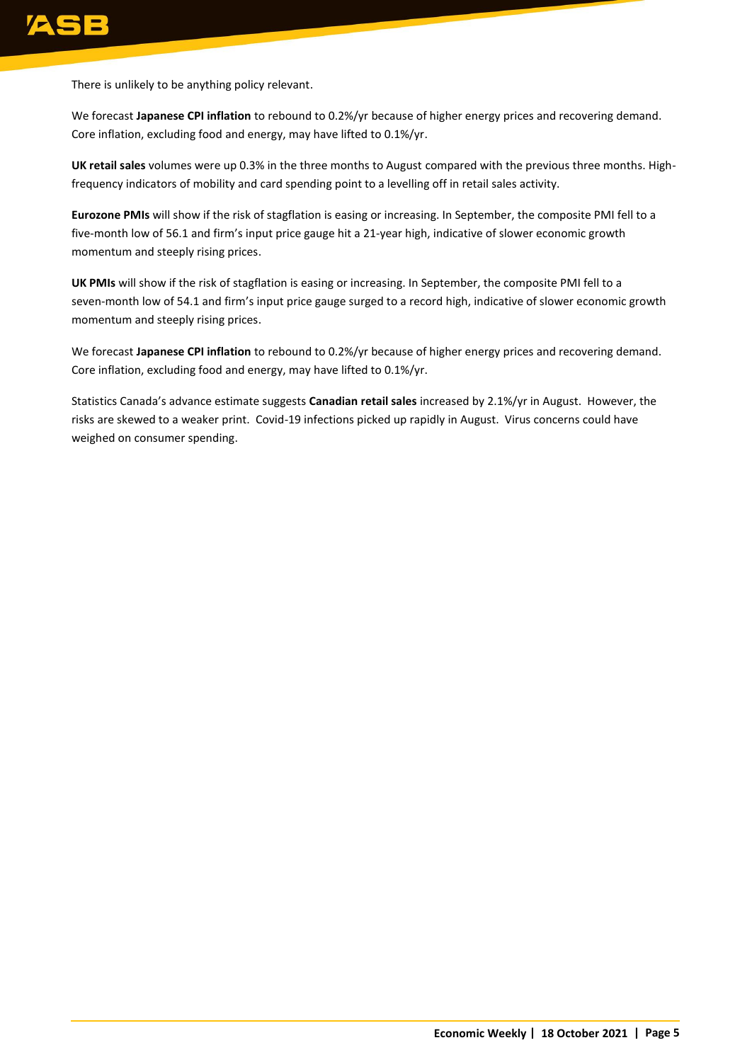There is unlikely to be anything policy relevant.

We forecast **Japanese CPI inflation** to rebound to 0.2%/yr because of higher energy prices and recovering demand. Core inflation, excluding food and energy, may have lifted to 0.1%/yr.

**UK retail sales** volumes were up 0.3% in the three months to August compared with the previous three months. High-frequency indicators of mobility and card spending point to a levelling off in retail sales activity.

**Eurozone PMIs** will show if the risk of stagflation is easing or increasing. In September, the composite PMI fell to a five-month low of 56.1 and firm's input price gauge hit a 21-year high, indicative of slower economic growth momentum and steeply rising prices.

**UK PMIs** will show if the risk of stagflation is easing or increasing. In September, the composite PMI fell to a seven-month low of 54.1 and firm's input price gauge surged to a record high, indicative of slower economic growth momentum and steeply rising prices.

We forecast **Japanese CPI inflation** to rebound to 0.2%/yr because of higher energy prices and recovering demand. Core inflation, excluding food and energy, may have lifted to 0.1%/yr.

Statistics Canada's advance estimate suggests **Canadian retail sales** increased by 2.1%/yr in August. However, the risks are skewed to a weaker print. Covid-19 infections picked up rapidly in August. Virus concerns could have weighed on consumer spending.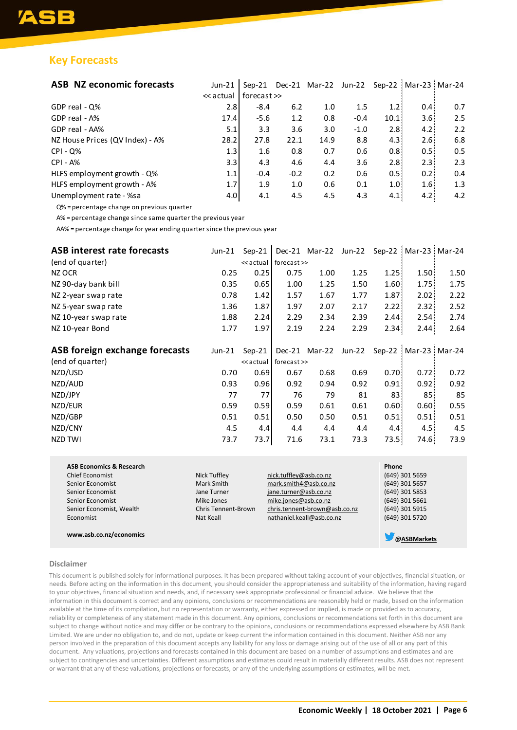## Key Forecasts

| ASB NZ economic forecasts | Jun-21 | Sep-21 | Dec-21 | Mar-22 | Jun-22 | Sep-22 | Mar-23 | Mar-24 |
|---|---|---|---|---|---|---|---|---|
| | << actual | forecast >> | | | | | | |
| GDP real - Q% | 2.8 | -8.4 | 6.2 | 1.0 | 1.5 | 1.2 | 0.4 | 0.7 |
| GDP real - A% | 17.4 | -5.6 | 1.2 | 0.8 | -0.4 | 10.1 | 3.6 | 2.5 |
| GDP real - AA% | 5.1 | 3.3 | 3.6 | 3.0 | -1.0 | 2.8 | 4.2 | 2.2 |
| NZ House Prices (QV Index) - A% | 28.2 | 27.8 | 22.1 | 14.9 | 8.8 | 4.3 | 2.6 | 6.8 |
| CPI - Q% | 1.3 | 1.6 | 0.8 | 0.7 | 0.6 | 0.8 | 0.5 | 0.5 |
| CPI - A% | 3.3 | 4.3 | 4.6 | 4.4 | 3.6 | 2.8 | 2.3 | 2.3 |
| HLFS employment growth - Q% | 1.1 | -0.4 | -0.2 | 0.2 | 0.6 | 0.5 | 0.2 | 0.4 |
| HLFS employment growth - A% | 1.7 | 1.9 | 1.0 | 0.6 | 0.1 | 1.0 | 1.6 | 1.3 |
| Unemployment rate - %sa | 4.0 | 4.1 | 4.5 | 4.5 | 4.3 | 4.1 | 4.2 | 4.2 |

Q% = percentage change on previous quarter

A% = percentage change since same quarter the previous year

AA% = percentage change for year ending quarter since the previous year

| ASB interest rate forecasts | Jun-21 | Sep-21 | Dec-21 | Mar-22 | Jun-22 | Sep-22 | Mar-23 | Mar-24 |
|---|---|---|---|---|---|---|---|---|
| (end of quarter) | | << actual | forecast >> | | | | | |
| NZ OCR | 0.25 | 0.25 | 0.75 | 1.00 | 1.25 | 1.25 | 1.50 | 1.50 |
| NZ 90-day bank bill | 0.35 | 0.65 | 1.00 | 1.25 | 1.50 | 1.60 | 1.75 | 1.75 |
| NZ 2-year swap rate | 0.78 | 1.42 | 1.57 | 1.67 | 1.77 | 1.87 | 2.02 | 2.22 |
| NZ 5-year swap rate | 1.36 | 1.87 | 1.97 | 2.07 | 2.17 | 2.22 | 2.32 | 2.52 |
| NZ 10-year swap rate | 1.88 | 2.24 | 2.29 | 2.34 | 2.39 | 2.44 | 2.54 | 2.74 |
| NZ 10-year Bond | 1.77 | 1.97 | 2.19 | 2.24 | 2.29 | 2.34 | 2.44 | 2.64 |

| ASB foreign exchange forecasts | Jun-21 | Sep-21 | Dec-21 | Mar-22 | Jun-22 | Sep-22 | Mar-23 | Mar-24 |
|---|---|---|---|---|---|---|---|---|
| (end of quarter) | | << actual | forecast >> | | | | | |
| NZD/USD | 0.70 | 0.69 | 0.67 | 0.68 | 0.69 | 0.70 | 0.72 | 0.72 |
| NZD/AUD | 0.93 | 0.96 | 0.92 | 0.94 | 0.92 | 0.91 | 0.92 | 0.92 |
| NZD/JPY | 77 | 77 | 76 | 79 | 81 | 83 | 85 | 85 |
| NZD/EUR | 0.59 | 0.59 | 0.59 | 0.61 | 0.61 | 0.60 | 0.60 | 0.55 |
| NZD/GBP | 0.51 | 0.51 | 0.50 | 0.50 | 0.51 | 0.51 | 0.51 | 0.51 |
| NZD/CNY | 4.5 | 4.4 | 4.4 | 4.4 | 4.4 | 4.4 | 4.5 | 4.5 |
| NZD TWI | 73.7 | 73.7 | 71.6 | 73.1 | 73.3 | 73.5 | 74.6 | 73.9 |

| ASB Economics & Research | | | Phone |
|---|---|---|---|
| Chief Economist | Nick Tuffley | nick.tuffley@asb.co.nz | (649) 301 5659 |
| Senior Economist | Mark Smith | mark.smith4@asb.co.nz | (649) 301 5657 |
| Senior Economist | Jane Turner | jane.turner@asb.co.nz | (649) 301 5853 |
| Senior Economist | Mike Jones | mike.jones@asb.co.nz | (649) 301 5661 |
| Senior Economist, Wealth | Chris Tennent-Brown | chris.tennent-brown@asb.co.nz | (649) 301 5915 |
| Economist | Nat Keall | nathaniel.keall@asb.co.nz | (649) 301 5720 |

**www.asb.co.nz/economics**

**@ASBMarkets**

### Disclaimer

This document is published solely for informational purposes. It has been prepared without taking account of your objectives, financial situation, or needs. Before acting on the information in this document, you should consider the appropriateness and suitability of the information, having regard to your objectives, financial situation and needs, and, if necessary seek appropriate professional or financial advice. We believe that the information in this document is correct and any opinions, conclusions or recommendations are reasonably held or made, based on the information available at the time of its compilation, but no representation or warranty, either expressed or implied, is made or provided as to accuracy, reliability or completeness of any statement made in this document. Any opinions, conclusions or recommendations set forth in this document are subject to change without notice and may differ or be contrary to the opinions, conclusions or recommendations expressed elsewhere by ASB Bank Limited. We are under no obligation to, and do not, update or keep current the information contained in this document. Neither ASB nor any person involved in the preparation of this document accepts any liability for any loss or damage arising out of the use of all or any part of this document. Any valuations, projections and forecasts contained in this document are based on a number of assumptions and estimates and are subject to contingencies and uncertainties. Different assumptions and estimates could result in materially different results. ASB does not represent or warrant that any of these valuations, projections or forecasts, or any of the underlying assumptions or estimates, will be met.